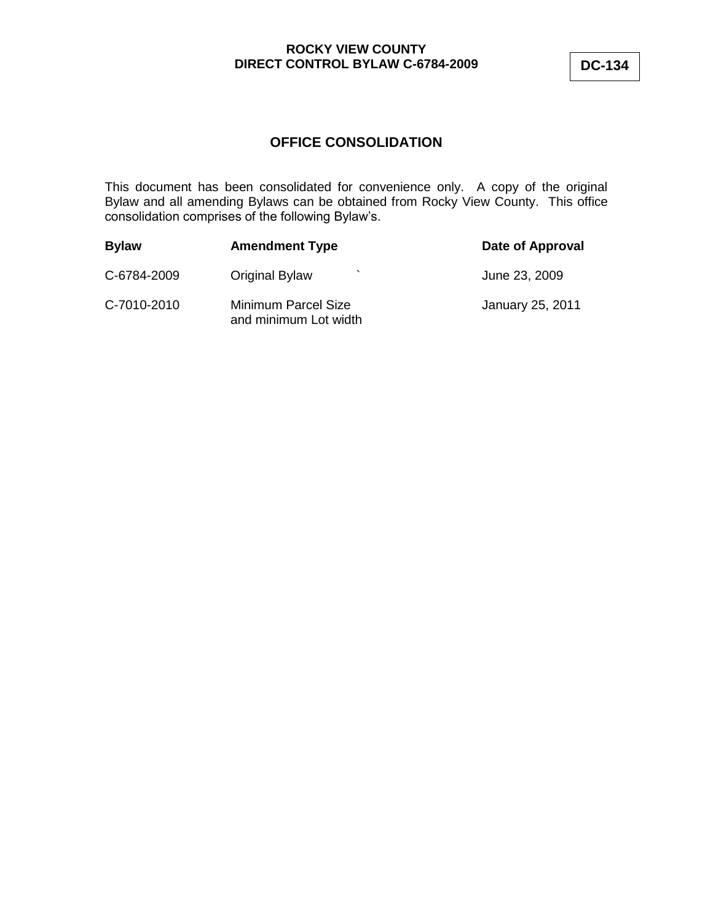**ROCKY VIEW COUNTY**
**DIRECT CONTROL BYLAW C-6784-2009**

**DC-134**

## OFFICE CONSOLIDATION

This document has been consolidated for convenience only. A copy of the original Bylaw and all amending Bylaws can be obtained from Rocky View County. This office consolidation comprises of the following Bylaw's.

| Bylaw | Amendment Type | Date of Approval |
|---|---|---|
| C-6784-2009 | Original Bylaw | June 23, 2009 |
| C-7010-2010 | Minimum Parcel Size and minimum Lot width | January 25, 2011 |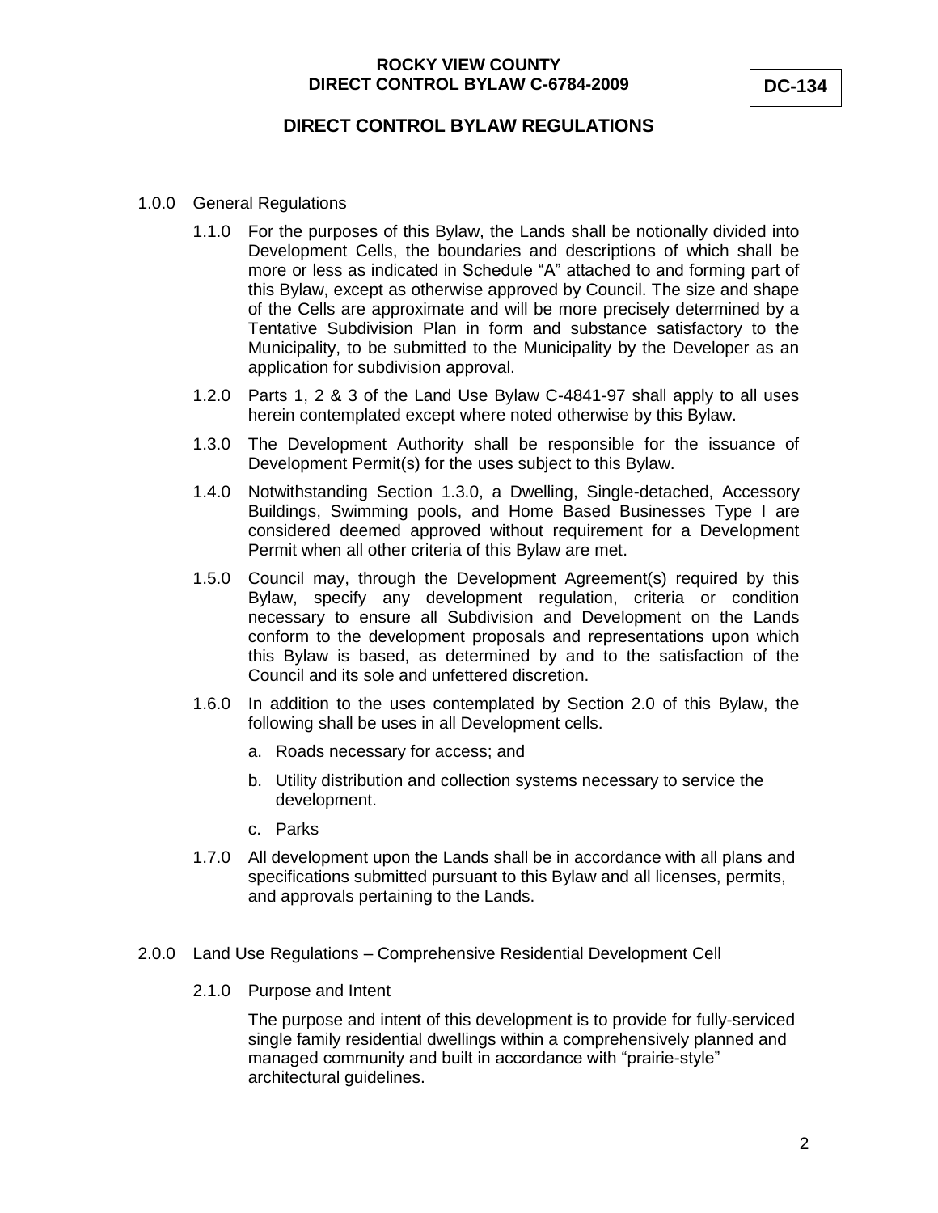# DIRECT CONTROL BYLAW REGULATIONS

1.0.0 General Regulations

1.1.0 For the purposes of this Bylaw, the Lands shall be notionally divided into Development Cells, the boundaries and descriptions of which shall be more or less as indicated in Schedule "A" attached to and forming part of this Bylaw, except as otherwise approved by Council. The size and shape of the Cells are approximate and will be more precisely determined by a Tentative Subdivision Plan in form and substance satisfactory to the Municipality, to be submitted to the Municipality by the Developer as an application for subdivision approval.

1.2.0 Parts 1, 2 & 3 of the Land Use Bylaw C-4841-97 shall apply to all uses herein contemplated except where noted otherwise by this Bylaw.

1.3.0 The Development Authority shall be responsible for the issuance of Development Permit(s) for the uses subject to this Bylaw.

1.4.0 Notwithstanding Section 1.3.0, a Dwelling, Single-detached, Accessory Buildings, Swimming pools, and Home Based Businesses Type I are considered deemed approved without requirement for a Development Permit when all other criteria of this Bylaw are met.

1.5.0 Council may, through the Development Agreement(s) required by this Bylaw, specify any development regulation, criteria or condition necessary to ensure all Subdivision and Development on the Lands conform to the development proposals and representations upon which this Bylaw is based, as determined by and to the satisfaction of the Council and its sole and unfettered discretion.

1.6.0 In addition to the uses contemplated by Section 2.0 of this Bylaw, the following shall be uses in all Development cells.

a. Roads necessary for access; and

b. Utility distribution and collection systems necessary to service the development.

c. Parks

1.7.0 All development upon the Lands shall be in accordance with all plans and specifications submitted pursuant to this Bylaw and all licenses, permits, and approvals pertaining to the Lands.

2.0.0 Land Use Regulations – Comprehensive Residential Development Cell

2.1.0 Purpose and Intent

The purpose and intent of this development is to provide for fully-serviced single family residential dwellings within a comprehensively planned and managed community and built in accordance with "prairie-style" architectural guidelines.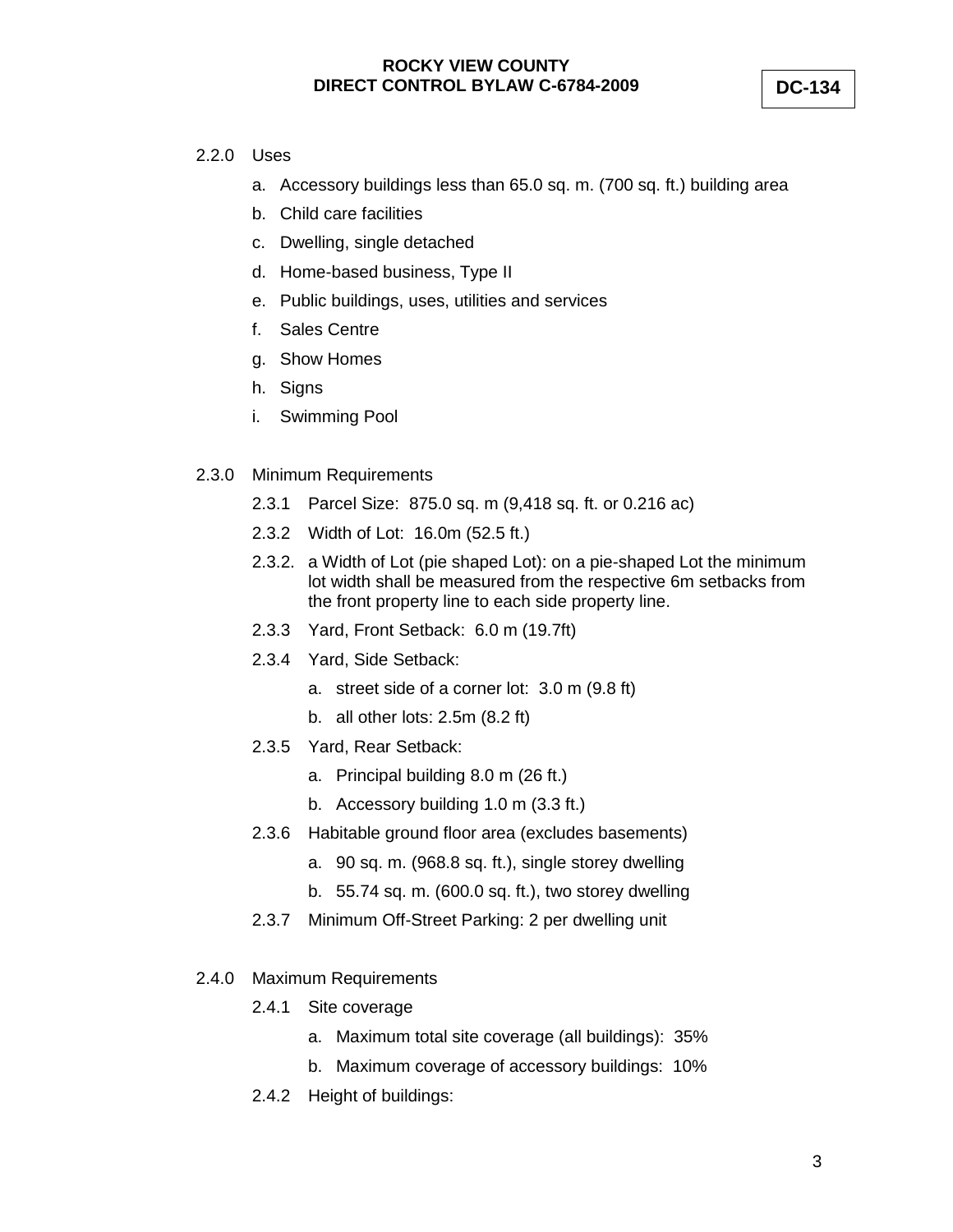2.2.0 Uses

a. Accessory buildings less than 65.0 sq. m. (700 sq. ft.) building area

b. Child care facilities

c. Dwelling, single detached

d. Home-based business, Type II

e. Public buildings, uses, utilities and services

f. Sales Centre

g. Show Homes

h. Signs

i. Swimming Pool

2.3.0 Minimum Requirements

2.3.1 Parcel Size: 875.0 sq. m (9,418 sq. ft. or 0.216 ac)

2.3.2 Width of Lot: 16.0m (52.5 ft.)

2.3.2. a Width of Lot (pie shaped Lot): on a pie-shaped Lot the minimum lot width shall be measured from the respective 6m setbacks from the front property line to each side property line.

2.3.3 Yard, Front Setback: 6.0 m (19.7ft)

2.3.4 Yard, Side Setback:

a. street side of a corner lot: 3.0 m (9.8 ft)

b. all other lots: 2.5m (8.2 ft)

2.3.5 Yard, Rear Setback:

a. Principal building 8.0 m (26 ft.)

b. Accessory building 1.0 m (3.3 ft.)

2.3.6 Habitable ground floor area (excludes basements)

a. 90 sq. m. (968.8 sq. ft.), single storey dwelling

b. 55.74 sq. m. (600.0 sq. ft.), two storey dwelling

2.3.7 Minimum Off-Street Parking: 2 per dwelling unit

2.4.0 Maximum Requirements

2.4.1 Site coverage

a. Maximum total site coverage (all buildings): 35%

b. Maximum coverage of accessory buildings: 10%

2.4.2 Height of buildings: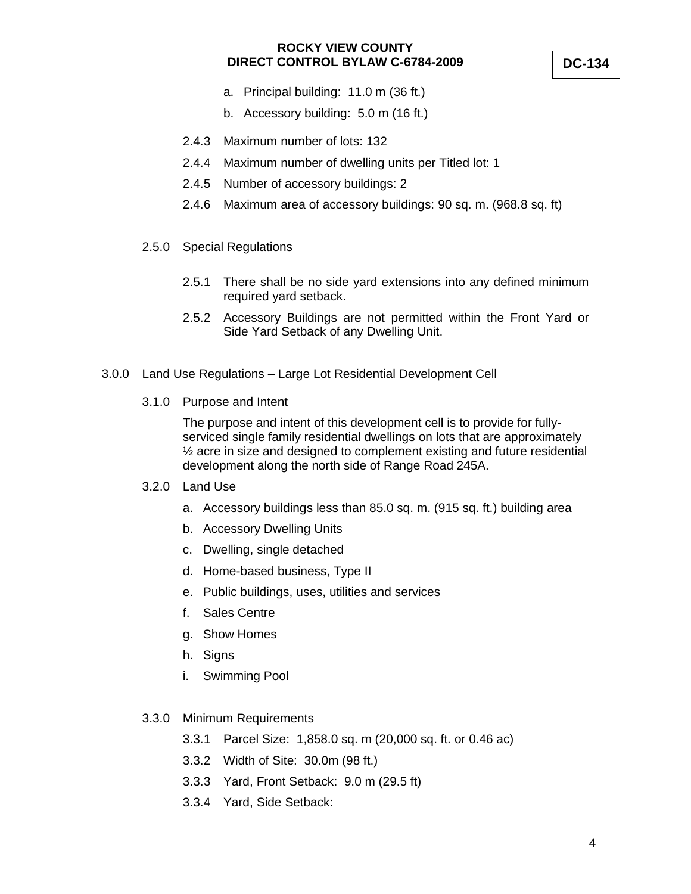a. Principal building: 11.0 m (36 ft.)

b. Accessory building: 5.0 m (16 ft.)

2.4.3 Maximum number of lots: 132

2.4.4 Maximum number of dwelling units per Titled lot: 1

2.4.5 Number of accessory buildings: 2

2.4.6 Maximum area of accessory buildings: 90 sq. m. (968.8 sq. ft)

2.5.0 Special Regulations

2.5.1 There shall be no side yard extensions into any defined minimum required yard setback.

2.5.2 Accessory Buildings are not permitted within the Front Yard or Side Yard Setback of any Dwelling Unit.

3.0.0 Land Use Regulations – Large Lot Residential Development Cell

3.1.0 Purpose and Intent

The purpose and intent of this development cell is to provide for fully-serviced single family residential dwellings on lots that are approximately ½ acre in size and designed to complement existing and future residential development along the north side of Range Road 245A.

3.2.0 Land Use

a. Accessory buildings less than 85.0 sq. m. (915 sq. ft.) building area

b. Accessory Dwelling Units

c. Dwelling, single detached

d. Home-based business, Type II

e. Public buildings, uses, utilities and services

f. Sales Centre

g. Show Homes

h. Signs

i. Swimming Pool

3.3.0 Minimum Requirements

3.3.1 Parcel Size: 1,858.0 sq. m (20,000 sq. ft. or 0.46 ac)

3.3.2 Width of Site: 30.0m (98 ft.)

3.3.3 Yard, Front Setback: 9.0 m (29.5 ft)

3.3.4 Yard, Side Setback: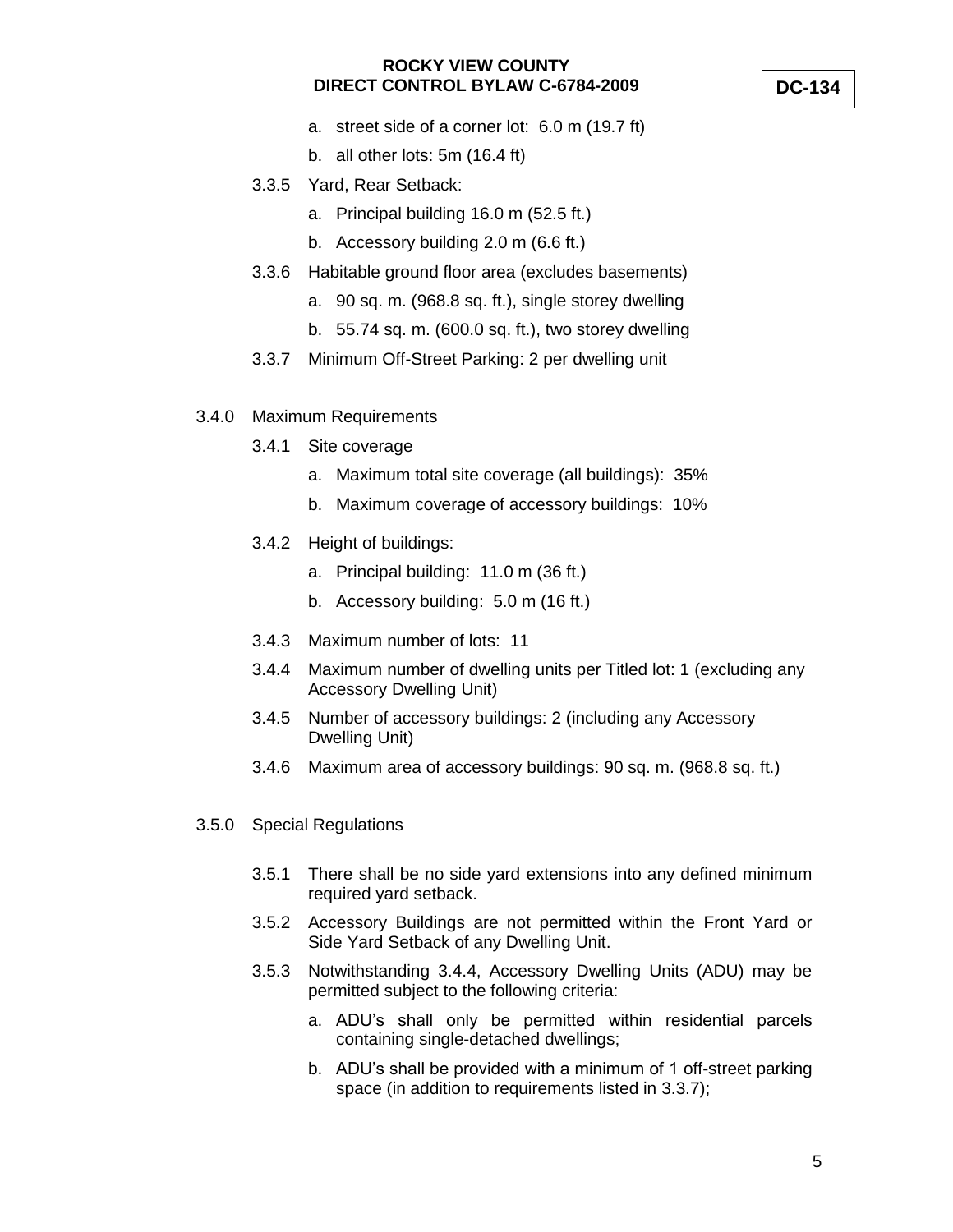a. street side of a corner lot: 6.0 m (19.7 ft)

b. all other lots: 5m (16.4 ft)

3.3.5 Yard, Rear Setback:

a. Principal building 16.0 m (52.5 ft.)

b. Accessory building 2.0 m (6.6 ft.)

3.3.6 Habitable ground floor area (excludes basements)

a. 90 sq. m. (968.8 sq. ft.), single storey dwelling

b. 55.74 sq. m. (600.0 sq. ft.), two storey dwelling

3.3.7 Minimum Off-Street Parking: 2 per dwelling unit

3.4.0 Maximum Requirements

3.4.1 Site coverage

a. Maximum total site coverage (all buildings): 35%

b. Maximum coverage of accessory buildings: 10%

3.4.2 Height of buildings:

a. Principal building: 11.0 m (36 ft.)

b. Accessory building: 5.0 m (16 ft.)

3.4.3 Maximum number of lots: 11

3.4.4 Maximum number of dwelling units per Titled lot: 1 (excluding any Accessory Dwelling Unit)

3.4.5 Number of accessory buildings: 2 (including any Accessory Dwelling Unit)

3.4.6 Maximum area of accessory buildings: 90 sq. m. (968.8 sq. ft.)

3.5.0 Special Regulations

3.5.1 There shall be no side yard extensions into any defined minimum required yard setback.

3.5.2 Accessory Buildings are not permitted within the Front Yard or Side Yard Setback of any Dwelling Unit.

3.5.3 Notwithstanding 3.4.4, Accessory Dwelling Units (ADU) may be permitted subject to the following criteria:

a. ADU's shall only be permitted within residential parcels containing single-detached dwellings;

b. ADU's shall be provided with a minimum of 1 off-street parking space (in addition to requirements listed in 3.3.7);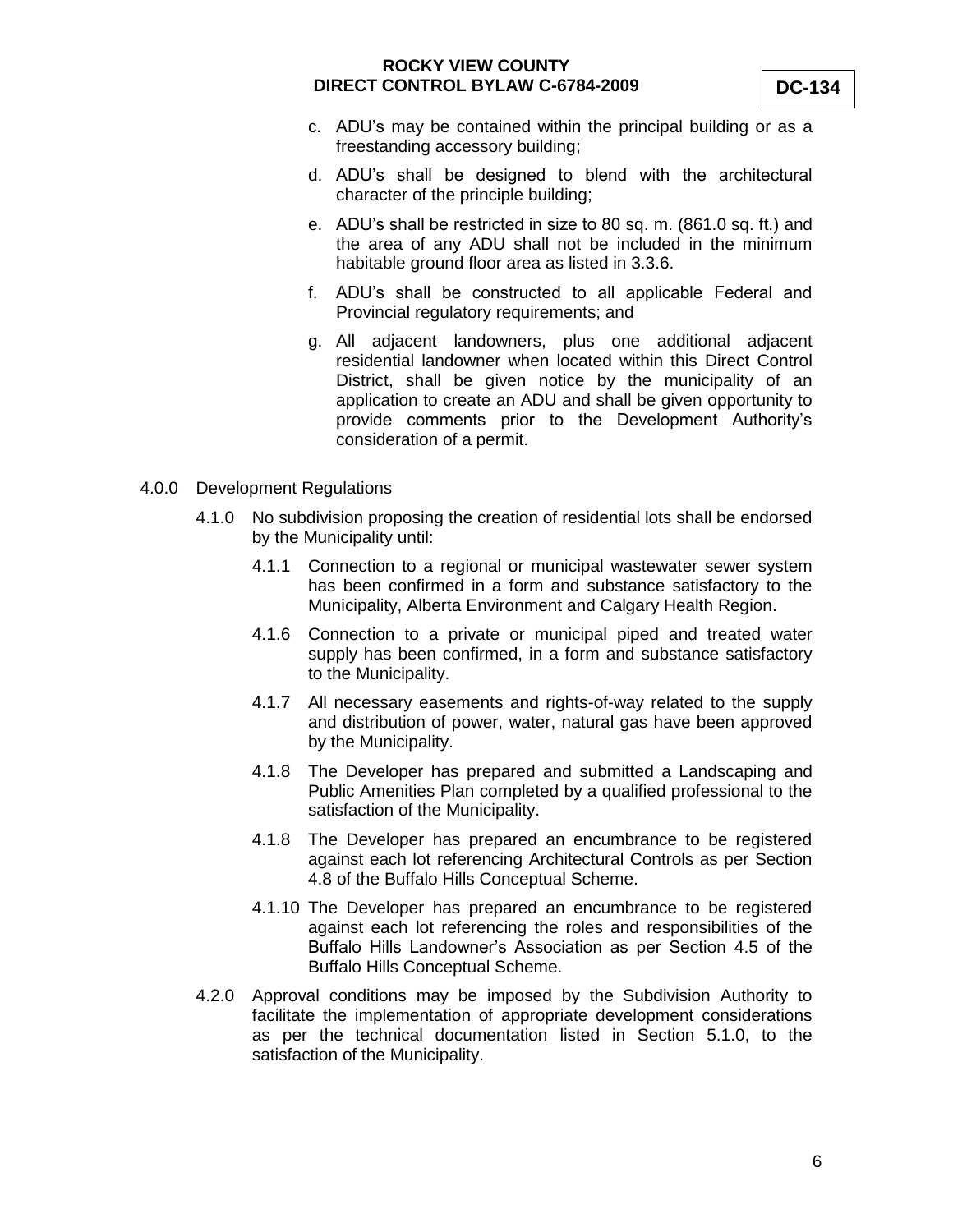c. ADU's may be contained within the principal building or as a freestanding accessory building;

d. ADU's shall be designed to blend with the architectural character of the principle building;

e. ADU's shall be restricted in size to 80 sq. m. (861.0 sq. ft.) and the area of any ADU shall not be included in the minimum habitable ground floor area as listed in 3.3.6.

f. ADU's shall be constructed to all applicable Federal and Provincial regulatory requirements; and

g. All adjacent landowners, plus one additional adjacent residential landowner when located within this Direct Control District, shall be given notice by the municipality of an application to create an ADU and shall be given opportunity to provide comments prior to the Development Authority's consideration of a permit.

4.0.0 Development Regulations

4.1.0 No subdivision proposing the creation of residential lots shall be endorsed by the Municipality until:

4.1.1 Connection to a regional or municipal wastewater sewer system has been confirmed in a form and substance satisfactory to the Municipality, Alberta Environment and Calgary Health Region.

4.1.6 Connection to a private or municipal piped and treated water supply has been confirmed, in a form and substance satisfactory to the Municipality.

4.1.7 All necessary easements and rights-of-way related to the supply and distribution of power, water, natural gas have been approved by the Municipality.

4.1.8 The Developer has prepared and submitted a Landscaping and Public Amenities Plan completed by a qualified professional to the satisfaction of the Municipality.

4.1.8 The Developer has prepared an encumbrance to be registered against each lot referencing Architectural Controls as per Section 4.8 of the Buffalo Hills Conceptual Scheme.

4.1.10 The Developer has prepared an encumbrance to be registered against each lot referencing the roles and responsibilities of the Buffalo Hills Landowner's Association as per Section 4.5 of the Buffalo Hills Conceptual Scheme.

4.2.0 Approval conditions may be imposed by the Subdivision Authority to facilitate the implementation of appropriate development considerations as per the technical documentation listed in Section 5.1.0, to the satisfaction of the Municipality.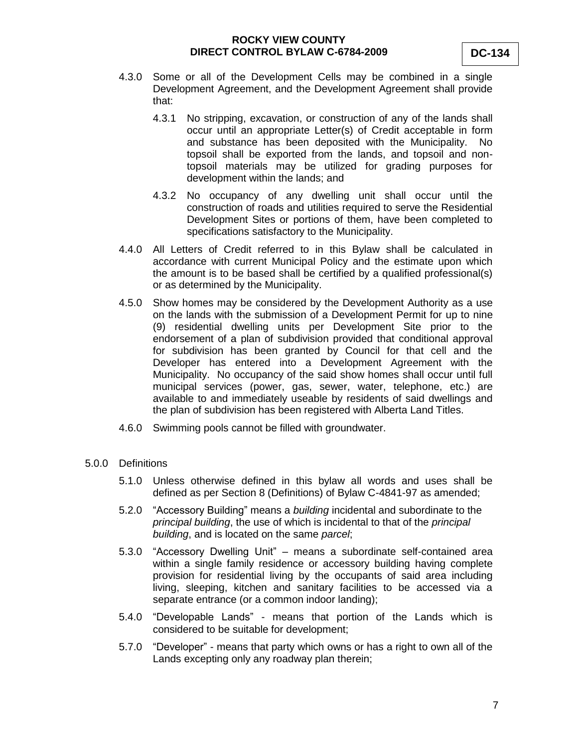4.3.0 Some or all of the Development Cells may be combined in a single Development Agreement, and the Development Agreement shall provide that:

4.3.1 No stripping, excavation, or construction of any of the lands shall occur until an appropriate Letter(s) of Credit acceptable in form and substance has been deposited with the Municipality. No topsoil shall be exported from the lands, and topsoil and non-topsoil materials may be utilized for grading purposes for development within the lands; and

4.3.2 No occupancy of any dwelling unit shall occur until the construction of roads and utilities required to serve the Residential Development Sites or portions of them, have been completed to specifications satisfactory to the Municipality.

4.4.0 All Letters of Credit referred to in this Bylaw shall be calculated in accordance with current Municipal Policy and the estimate upon which the amount is to be based shall be certified by a qualified professional(s) or as determined by the Municipality.

4.5.0 Show homes may be considered by the Development Authority as a use on the lands with the submission of a Development Permit for up to nine (9) residential dwelling units per Development Site prior to the endorsement of a plan of subdivision provided that conditional approval for subdivision has been granted by Council for that cell and the Developer has entered into a Development Agreement with the Municipality. No occupancy of the said show homes shall occur until full municipal services (power, gas, sewer, water, telephone, etc.) are available to and immediately useable by residents of said dwellings and the plan of subdivision has been registered with Alberta Land Titles.

4.6.0 Swimming pools cannot be filled with groundwater.

5.0.0 Definitions

5.1.0 Unless otherwise defined in this bylaw all words and uses shall be defined as per Section 8 (Definitions) of Bylaw C-4841-97 as amended;

5.2.0 "Accessory Building" means a *building* incidental and subordinate to the *principal building*, the use of which is incidental to that of the *principal building*, and is located on the same *parcel*;

5.3.0 "Accessory Dwelling Unit" – means a subordinate self-contained area within a single family residence or accessory building having complete provision for residential living by the occupants of said area including living, sleeping, kitchen and sanitary facilities to be accessed via a separate entrance (or a common indoor landing);

5.4.0 "Developable Lands" - means that portion of the Lands which is considered to be suitable for development;

5.7.0 "Developer" - means that party which owns or has a right to own all of the Lands excepting only any roadway plan therein;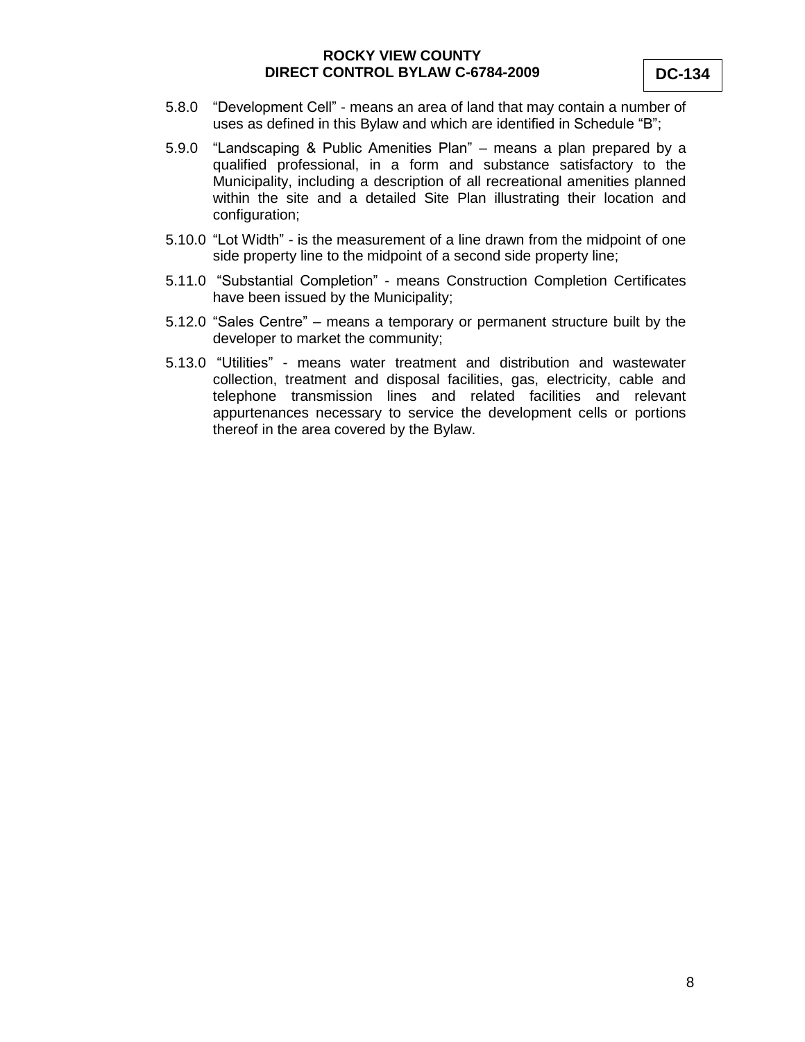5.8.0 "Development Cell" - means an area of land that may contain a number of uses as defined in this Bylaw and which are identified in Schedule "B";

5.9.0 "Landscaping & Public Amenities Plan" – means a plan prepared by a qualified professional, in a form and substance satisfactory to the Municipality, including a description of all recreational amenities planned within the site and a detailed Site Plan illustrating their location and configuration;

5.10.0 "Lot Width" - is the measurement of a line drawn from the midpoint of one side property line to the midpoint of a second side property line;

5.11.0 "Substantial Completion" - means Construction Completion Certificates have been issued by the Municipality;

5.12.0 "Sales Centre" – means a temporary or permanent structure built by the developer to market the community;

5.13.0 "Utilities" - means water treatment and distribution and wastewater collection, treatment and disposal facilities, gas, electricity, cable and telephone transmission lines and related facilities and relevant appurtenances necessary to service the development cells or portions thereof in the area covered by the Bylaw.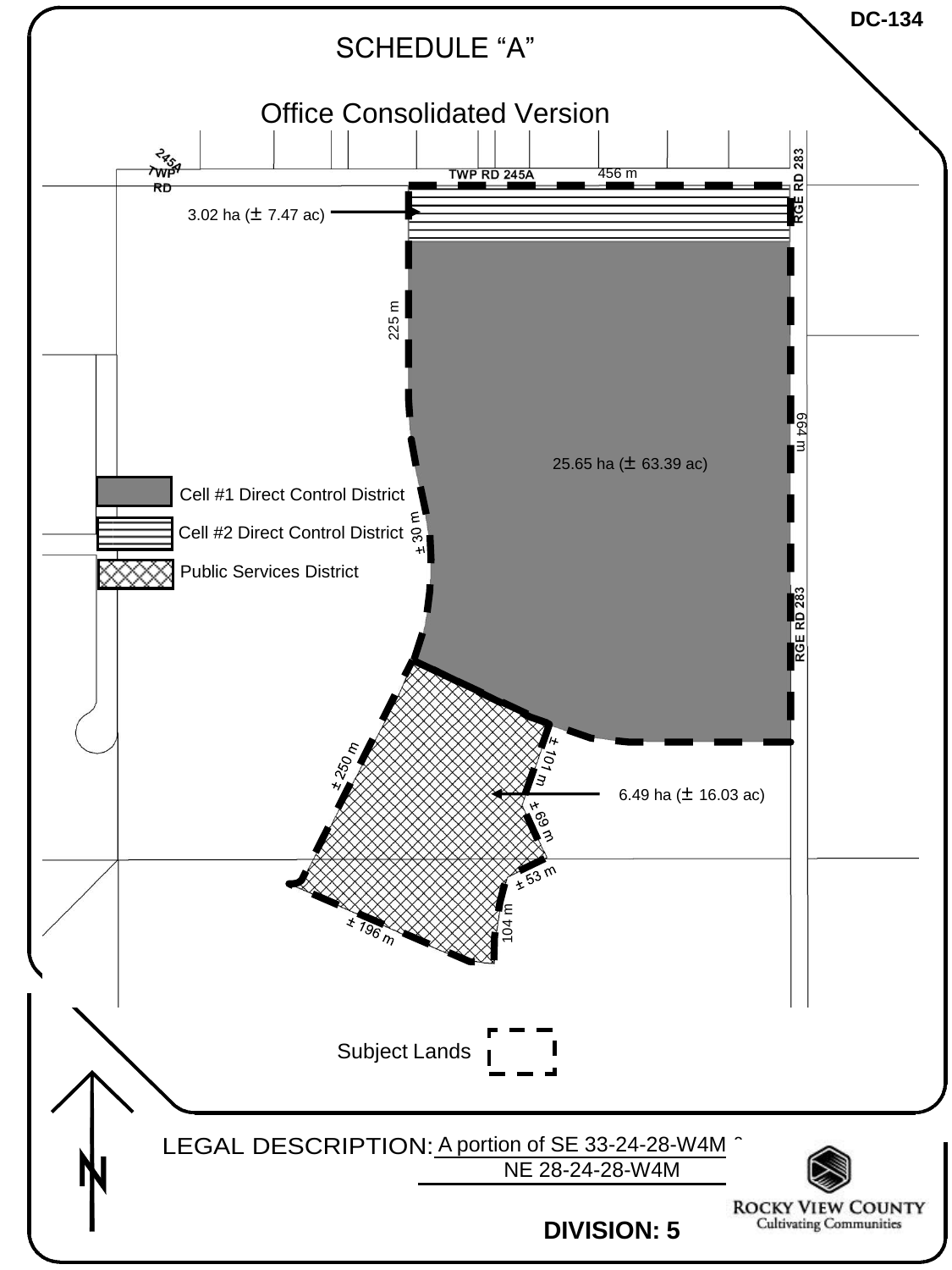DC-134

# SCHEDULE "A"

## Office Consolidated Version

245A TWP RD

TWP RD 245A

456 m

RGE RD 283

3.02 ha (± 7.47 ac)

225 m

664 m

25.65 ha (± 63.39 ac)

Cell #1 Direct Control District

Cell #2 Direct Control District

Public Services District

± 30 m

RGE RD 283

± 250 m

± 101 m

6.49 ha (± 16.03 ac)

± 69 m

± 53 m

104 m

± 196 m

Subject Lands

N

LEGAL DESCRIPTION: A portion of SE 33-24-28-W4M &
NE 28-24-28-W4M

ROCKY VIEW COUNTY
Cultivating Communities

**DIVISION: 5**